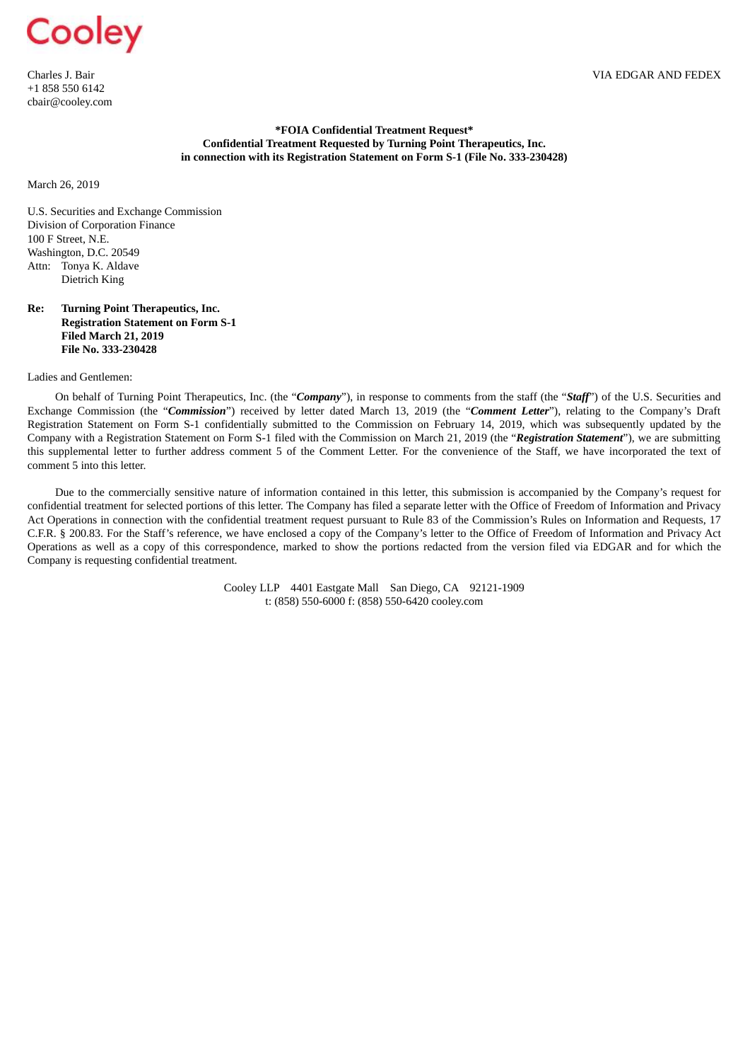Cooley

Charles J. Bair
+1 858 550 6142
cbair@cooley.com

VIA EDGAR AND FEDEX

**\*FOIA Confidential Treatment Request\***
**Confidential Treatment Requested by Turning Point Therapeutics, Inc.**
**in connection with its Registration Statement on Form S-1 (File No. 333-230428)**

March 26, 2019

U.S. Securities and Exchange Commission
Division of Corporation Finance
100 F Street, N.E.
Washington, D.C. 20549
Attn: Tonya K. Aldave
Dietrich King

**Re: Turning Point Therapeutics, Inc.**
**Registration Statement on Form S-1**
**Filed March 21, 2019**
**File No. 333-230428**

Ladies and Gentlemen:

On behalf of Turning Point Therapeutics, Inc. (the "***Company***"), in response to comments from the staff (the "***Staff***") of the U.S. Securities and Exchange Commission (the "***Commission***") received by letter dated March 13, 2019 (the "***Comment Letter***"), relating to the Company's Draft Registration Statement on Form S-1 confidentially submitted to the Commission on February 14, 2019, which was subsequently updated by the Company with a Registration Statement on Form S-1 filed with the Commission on March 21, 2019 (the "***Registration Statement***"), we are submitting this supplemental letter to further address comment 5 of the Comment Letter. For the convenience of the Staff, we have incorporated the text of comment 5 into this letter.

Due to the commercially sensitive nature of information contained in this letter, this submission is accompanied by the Company's request for confidential treatment for selected portions of this letter. The Company has filed a separate letter with the Office of Freedom of Information and Privacy Act Operations in connection with the confidential treatment request pursuant to Rule 83 of the Commission's Rules on Information and Requests, 17 C.F.R. § 200.83. For the Staff's reference, we have enclosed a copy of the Company's letter to the Office of Freedom of Information and Privacy Act Operations as well as a copy of this correspondence, marked to show the portions redacted from the version filed via EDGAR and for which the Company is requesting confidential treatment.

Cooley LLP 4401 Eastgate Mall San Diego, CA 92121-1909
t: (858) 550-6000 f: (858) 550-6420 cooley.com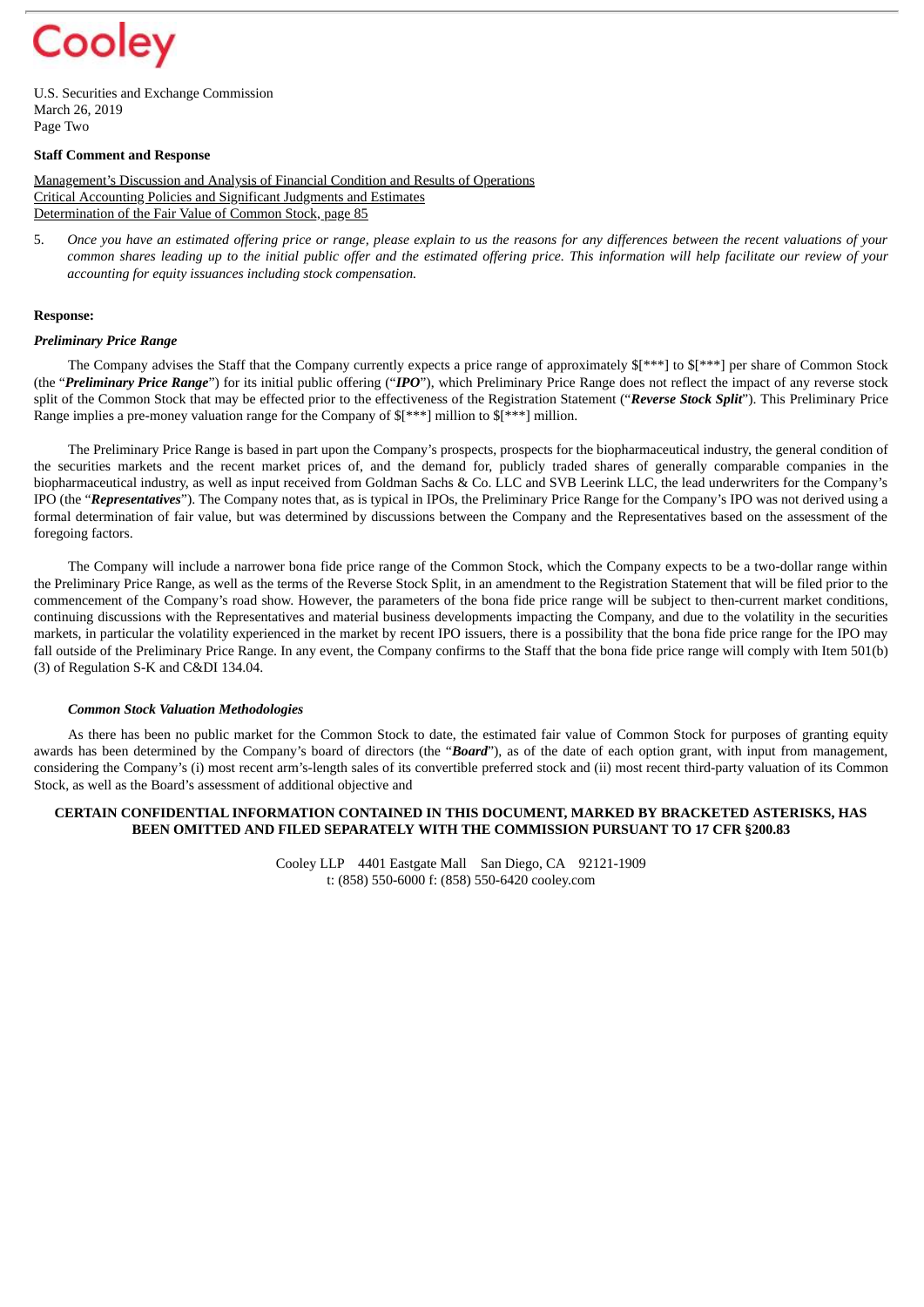**Staff Comment and Response**

Management's Discussion and Analysis of Financial Condition and Results of Operations
Critical Accounting Policies and Significant Judgments and Estimates
Determination of the Fair Value of Common Stock, page 85

5. *Once you have an estimated offering price or range, please explain to us the reasons for any differences between the recent valuations of your common shares leading up to the initial public offer and the estimated offering price. This information will help facilitate our review of your accounting for equity issuances including stock compensation.*

**Response:**

***Preliminary Price Range***

The Company advises the Staff that the Company currently expects a price range of approximately $[***] to $[***] per share of Common Stock (the "***Preliminary Price Range***") for its initial public offering ("***IPO***"), which Preliminary Price Range does not reflect the impact of any reverse stock split of the Common Stock that may be effected prior to the effectiveness of the Registration Statement ("***Reverse Stock Split***"). This Preliminary Price Range implies a pre-money valuation range for the Company of $[***] million to $[***] million.

The Preliminary Price Range is based in part upon the Company's prospects, prospects for the biopharmaceutical industry, the general condition of the securities markets and the recent market prices of, and the demand for, publicly traded shares of generally comparable companies in the biopharmaceutical industry, as well as input received from Goldman Sachs & Co. LLC and SVB Leerink LLC, the lead underwriters for the Company's IPO (the "***Representatives***"). The Company notes that, as is typical in IPOs, the Preliminary Price Range for the Company's IPO was not derived using a formal determination of fair value, but was determined by discussions between the Company and the Representatives based on the assessment of the foregoing factors.

The Company will include a narrower bona fide price range of the Common Stock, which the Company expects to be a two-dollar range within the Preliminary Price Range, as well as the terms of the Reverse Stock Split, in an amendment to the Registration Statement that will be filed prior to the commencement of the Company's road show. However, the parameters of the bona fide price range will be subject to then-current market conditions, continuing discussions with the Representatives and material business developments impacting the Company, and due to the volatility in the securities markets, in particular the volatility experienced in the market by recent IPO issuers, there is a possibility that the bona fide price range for the IPO may fall outside of the Preliminary Price Range. In any event, the Company confirms to the Staff that the bona fide price range will comply with Item 501(b)(3) of Regulation S-K and C&DI 134.04.

***Common Stock Valuation Methodologies***

As there has been no public market for the Common Stock to date, the estimated fair value of Common Stock for purposes of granting equity awards has been determined by the Company's board of directors (the "***Board***"), as of the date of each option grant, with input from management, considering the Company's (i) most recent arm's-length sales of its convertible preferred stock and (ii) most recent third-party valuation of its Common Stock, as well as the Board's assessment of additional objective and

**CERTAIN CONFIDENTIAL INFORMATION CONTAINED IN THIS DOCUMENT, MARKED BY BRACKETED ASTERISKS, HAS BEEN OMITTED AND FILED SEPARATELY WITH THE COMMISSION PURSUANT TO 17 CFR §200.83**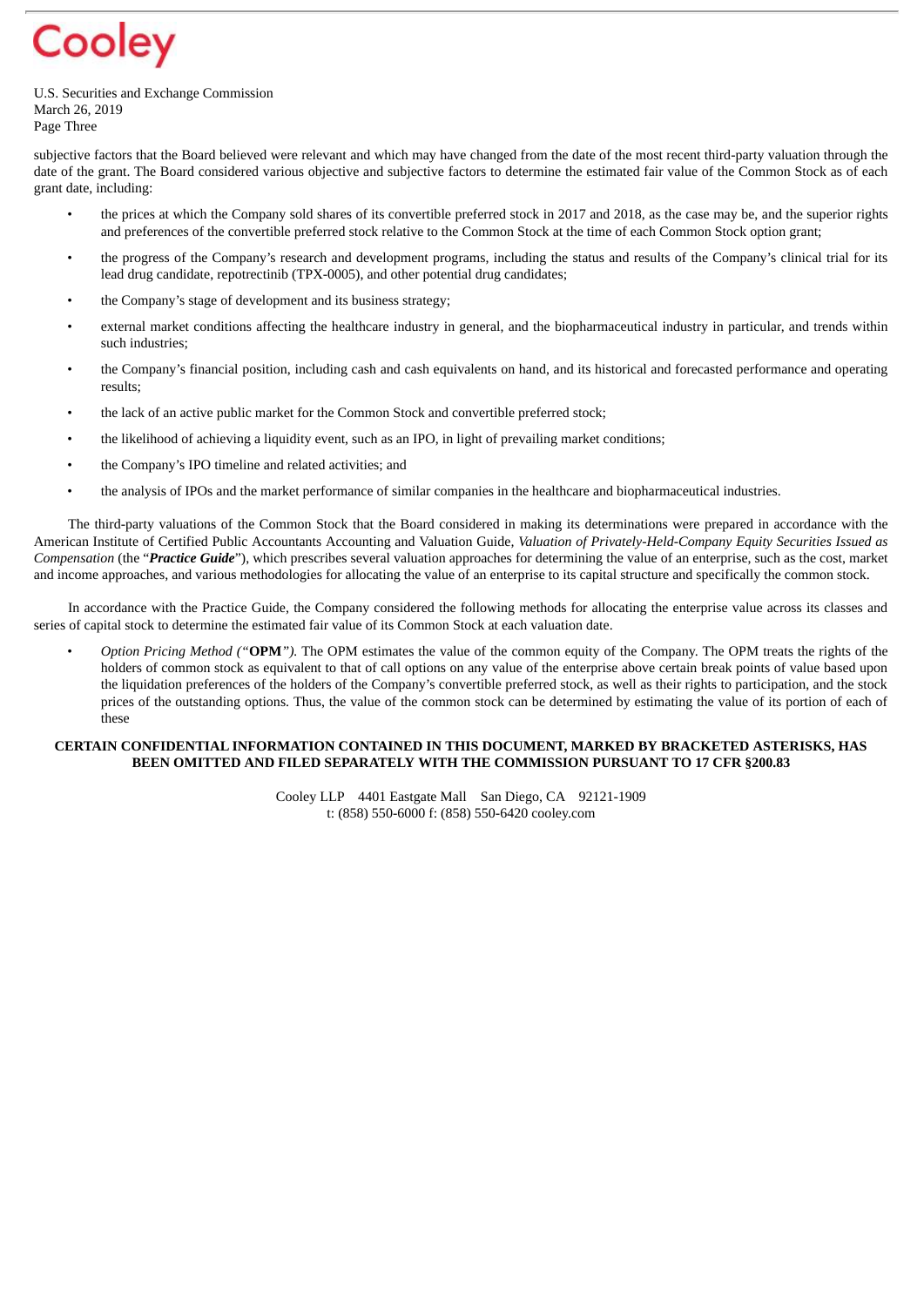subjective factors that the Board believed were relevant and which may have changed from the date of the most recent third-party valuation through the date of the grant. The Board considered various objective and subjective factors to determine the estimated fair value of the Common Stock as of each grant date, including:

- the prices at which the Company sold shares of its convertible preferred stock in 2017 and 2018, as the case may be, and the superior rights and preferences of the convertible preferred stock relative to the Common Stock at the time of each Common Stock option grant;
- the progress of the Company's research and development programs, including the status and results of the Company's clinical trial for its lead drug candidate, repotrectinib (TPX-0005), and other potential drug candidates;
- the Company's stage of development and its business strategy;
- external market conditions affecting the healthcare industry in general, and the biopharmaceutical industry in particular, and trends within such industries;
- the Company's financial position, including cash and cash equivalents on hand, and its historical and forecasted performance and operating results;
- the lack of an active public market for the Common Stock and convertible preferred stock;
- the likelihood of achieving a liquidity event, such as an IPO, in light of prevailing market conditions;
- the Company's IPO timeline and related activities; and
- the analysis of IPOs and the market performance of similar companies in the healthcare and biopharmaceutical industries.

The third-party valuations of the Common Stock that the Board considered in making its determinations were prepared in accordance with the American Institute of Certified Public Accountants Accounting and Valuation Guide, *Valuation of Privately-Held-Company Equity Securities Issued as Compensation* (the "***Practice Guide***"), which prescribes several valuation approaches for determining the value of an enterprise, such as the cost, market and income approaches, and various methodologies for allocating the value of an enterprise to its capital structure and specifically the common stock.

In accordance with the Practice Guide, the Company considered the following methods for allocating the enterprise value across its classes and series of capital stock to determine the estimated fair value of its Common Stock at each valuation date.

- *Option Pricing Method ("***OPM***").* The OPM estimates the value of the common equity of the Company. The OPM treats the rights of the holders of common stock as equivalent to that of call options on any value of the enterprise above certain break points of value based upon the liquidation preferences of the holders of the Company's convertible preferred stock, as well as their rights to participation, and the stock prices of the outstanding options. Thus, the value of the common stock can be determined by estimating the value of its portion of each of these

**CERTAIN CONFIDENTIAL INFORMATION CONTAINED IN THIS DOCUMENT, MARKED BY BRACKETED ASTERISKS, HAS BEEN OMITTED AND FILED SEPARATELY WITH THE COMMISSION PURSUANT TO 17 CFR §200.83**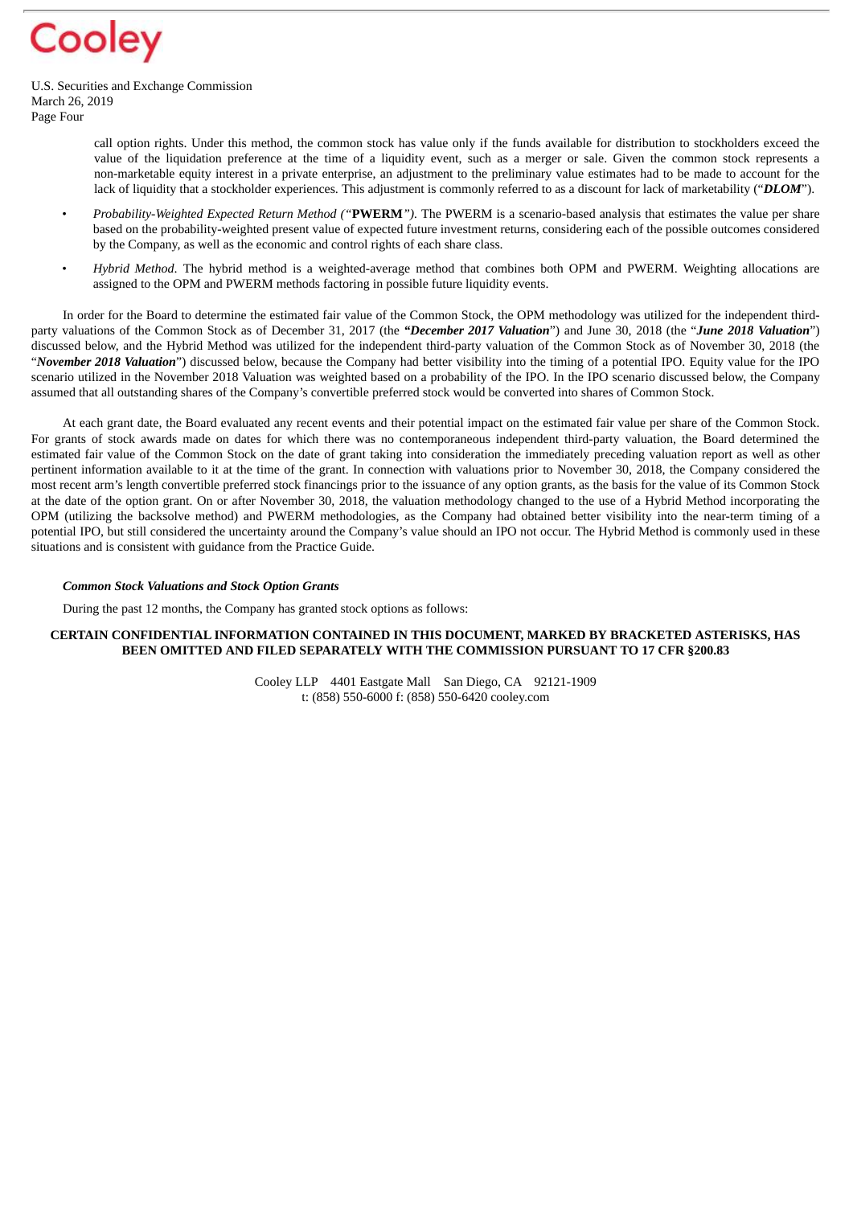call option rights. Under this method, the common stock has value only if the funds available for distribution to stockholders exceed the value of the liquidation preference at the time of a liquidity event, such as a merger or sale. Given the common stock represents a non-marketable equity interest in a private enterprise, an adjustment to the preliminary value estimates had to be made to account for the lack of liquidity that a stockholder experiences. This adjustment is commonly referred to as a discount for lack of marketability ("***DLOM***").

- *Probability-Weighted Expected Return Method ("***PWERM***").* The PWERM is a scenario-based analysis that estimates the value per share based on the probability-weighted present value of expected future investment returns, considering each of the possible outcomes considered by the Company, as well as the economic and control rights of each share class.
- *Hybrid Method*. The hybrid method is a weighted-average method that combines both OPM and PWERM. Weighting allocations are assigned to the OPM and PWERM methods factoring in possible future liquidity events.

In order for the Board to determine the estimated fair value of the Common Stock, the OPM methodology was utilized for the independent third-party valuations of the Common Stock as of December 31, 2017 (the "***December 2017 Valuation***") and June 30, 2018 (the "***June 2018 Valuation***") discussed below, and the Hybrid Method was utilized for the independent third-party valuation of the Common Stock as of November 30, 2018 (the "***November 2018 Valuation***") discussed below, because the Company had better visibility into the timing of a potential IPO. Equity value for the IPO scenario utilized in the November 2018 Valuation was weighted based on a probability of the IPO. In the IPO scenario discussed below, the Company assumed that all outstanding shares of the Company's convertible preferred stock would be converted into shares of Common Stock.

At each grant date, the Board evaluated any recent events and their potential impact on the estimated fair value per share of the Common Stock. For grants of stock awards made on dates for which there was no contemporaneous independent third-party valuation, the Board determined the estimated fair value of the Common Stock on the date of grant taking into consideration the immediately preceding valuation report as well as other pertinent information available to it at the time of the grant. In connection with valuations prior to November 30, 2018, the Company considered the most recent arm's length convertible preferred stock financings prior to the issuance of any option grants, as the basis for the value of its Common Stock at the date of the option grant. On or after November 30, 2018, the valuation methodology changed to the use of a Hybrid Method incorporating the OPM (utilizing the backsolve method) and PWERM methodologies, as the Company had obtained better visibility into the near-term timing of a potential IPO, but still considered the uncertainty around the Company's value should an IPO not occur. The Hybrid Method is commonly used in these situations and is consistent with guidance from the Practice Guide.

***Common Stock Valuations and Stock Option Grants***

During the past 12 months, the Company has granted stock options as follows:

**CERTAIN CONFIDENTIAL INFORMATION CONTAINED IN THIS DOCUMENT, MARKED BY BRACKETED ASTERISKS, HAS BEEN OMITTED AND FILED SEPARATELY WITH THE COMMISSION PURSUANT TO 17 CFR §200.83**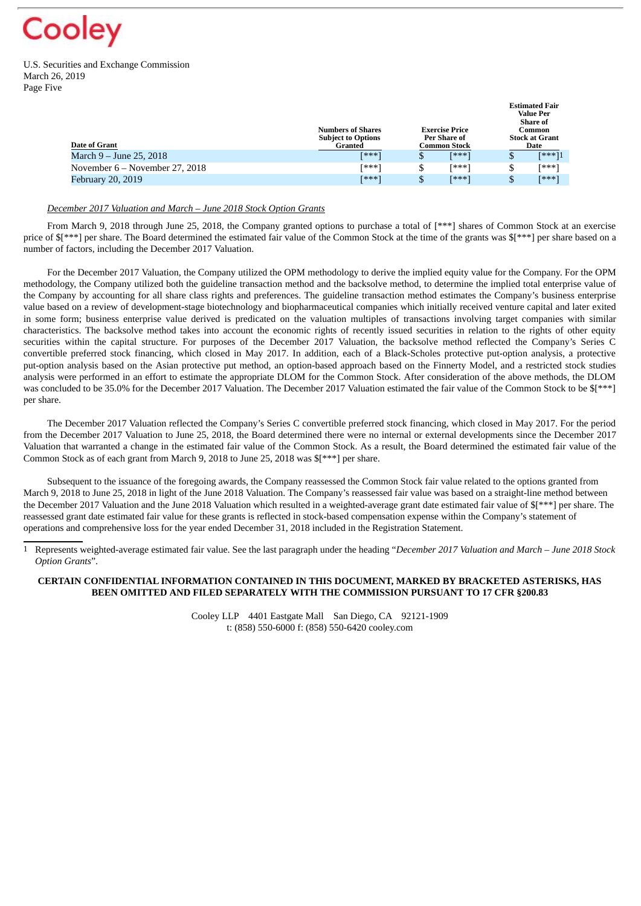U.S. Securities and Exchange Commission
March 26, 2019
Page Five

| Date of Grant | Numbers of Shares Subject to Options Granted | Exercise Price Per Share of Common Stock | Estimated Fair Value Per Share of Common Stock at Grant Date |
|---|---|---|---|
| March 9 – June 25, 2018 | [***] | $ [***] | $ [***][1] |
| November 6 – November 27, 2018 | [***] | $ [***] | $ [***] |
| February 20, 2019 | [***] | $ [***] | $ [***] |

*December 2017 Valuation and March – June 2018 Stock Option Grants*

From March 9, 2018 through June 25, 2018, the Company granted options to purchase a total of [***] shares of Common Stock at an exercise price of $[***] per share. The Board determined the estimated fair value of the Common Stock at the time of the grants was $[***] per share based on a number of factors, including the December 2017 Valuation.

For the December 2017 Valuation, the Company utilized the OPM methodology to derive the implied equity value for the Company. For the OPM methodology, the Company utilized both the guideline transaction method and the backsolve method, to determine the implied total enterprise value of the Company by accounting for all share class rights and preferences. The guideline transaction method estimates the Company's business enterprise value based on a review of development-stage biotechnology and biopharmaceutical companies which initially received venture capital and later exited in some form; business enterprise value derived is predicated on the valuation multiples of transactions involving target companies with similar characteristics. The backsolve method takes into account the economic rights of recently issued securities in relation to the rights of other equity securities within the capital structure. For purposes of the December 2017 Valuation, the backsolve method reflected the Company's Series C convertible preferred stock financing, which closed in May 2017. In addition, each of a Black-Scholes protective put-option analysis, a protective put-option analysis based on the Asian protective put method, an option-based approach based on the Finnerty Model, and a restricted stock studies analysis were performed in an effort to estimate the appropriate DLOM for the Common Stock. After consideration of the above methods, the DLOM was concluded to be 35.0% for the December 2017 Valuation. The December 2017 Valuation estimated the fair value of the Common Stock to be $[***] per share.

The December 2017 Valuation reflected the Company's Series C convertible preferred stock financing, which closed in May 2017. For the period from the December 2017 Valuation to June 25, 2018, the Board determined there were no internal or external developments since the December 2017 Valuation that warranted a change in the estimated fair value of the Common Stock. As a result, the Board determined the estimated fair value of the Common Stock as of each grant from March 9, 2018 to June 25, 2018 was $[***] per share.

Subsequent to the issuance of the foregoing awards, the Company reassessed the Common Stock fair value related to the options granted from March 9, 2018 to June 25, 2018 in light of the June 2018 Valuation. The Company's reassessed fair value was based on a straight-line method between the December 2017 Valuation and the June 2018 Valuation which resulted in a weighted-average grant date estimated fair value of $[***] per share. The reassessed grant date estimated fair value for these grants is reflected in stock-based compensation expense within the Company's statement of operations and comprehensive loss for the year ended December 31, 2018 included in the Registration Statement.

[1] Represents weighted-average estimated fair value. See the last paragraph under the heading "*December 2017 Valuation and March – June 2018 Stock Option Grants*".

**CERTAIN CONFIDENTIAL INFORMATION CONTAINED IN THIS DOCUMENT, MARKED BY BRACKETED ASTERISKS, HAS BEEN OMITTED AND FILED SEPARATELY WITH THE COMMISSION PURSUANT TO 17 CFR §200.83**

Cooley LLP 4401 Eastgate Mall San Diego, CA 92121-1909
t: (858) 550-6000 f: (858) 550-6420 cooley.com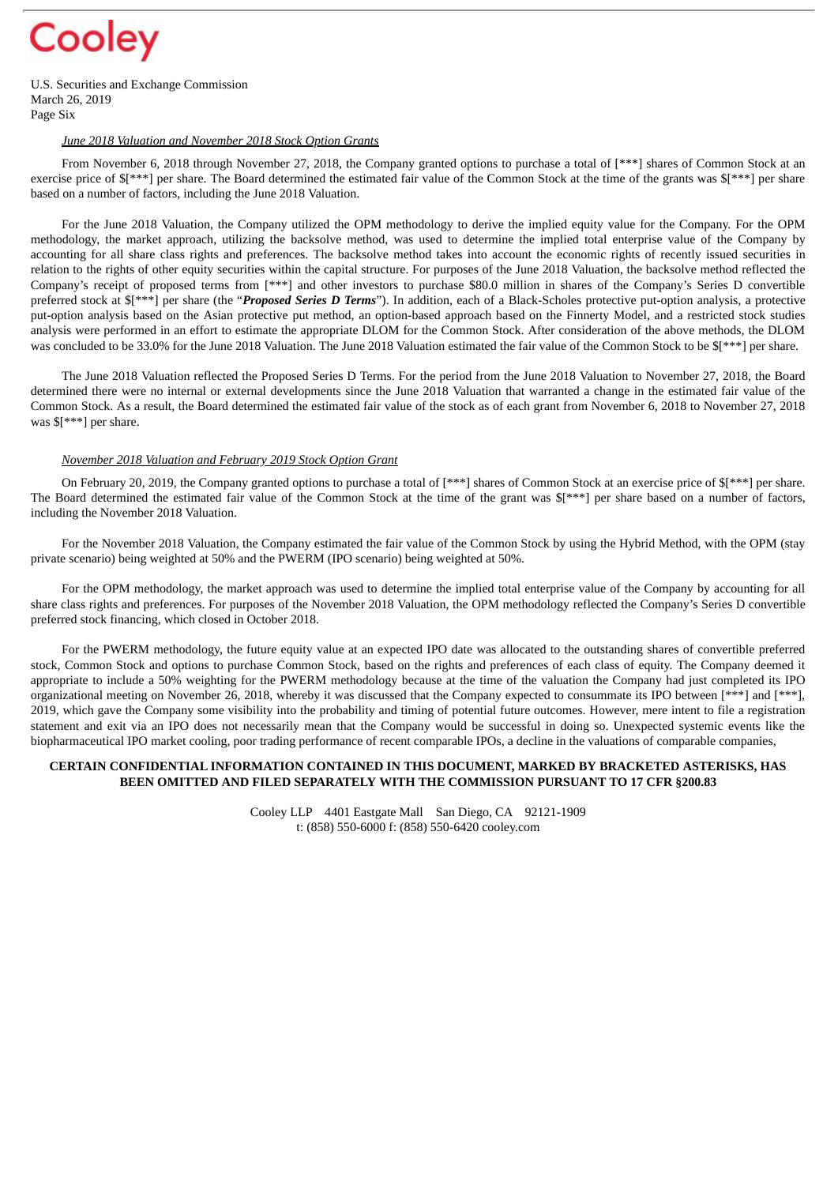U.S. Securities and Exchange Commission
March 26, 2019

*June 2018 Valuation and November 2018 Stock Option Grants*

From November 6, 2018 through November 27, 2018, the Company granted options to purchase a total of [***] shares of Common Stock at an exercise price of $[***] per share. The Board determined the estimated fair value of the Common Stock at the time of the grants was $[***] per share based on a number of factors, including the June 2018 Valuation.

For the June 2018 Valuation, the Company utilized the OPM methodology to derive the implied equity value for the Company. For the OPM methodology, the market approach, utilizing the backsolve method, was used to determine the implied total enterprise value of the Company by accounting for all share class rights and preferences. The backsolve method takes into account the economic rights of recently issued securities in relation to the rights of other equity securities within the capital structure. For purposes of the June 2018 Valuation, the backsolve method reflected the Company's receipt of proposed terms from [***] and other investors to purchase $80.0 million in shares of the Company's Series D convertible preferred stock at $[***] per share (the "***Proposed Series D Terms***"). In addition, each of a Black-Scholes protective put-option analysis, a protective put-option analysis based on the Asian protective put method, an option-based approach based on the Finnerty Model, and a restricted stock studies analysis were performed in an effort to estimate the appropriate DLOM for the Common Stock. After consideration of the above methods, the DLOM was concluded to be 33.0% for the June 2018 Valuation. The June 2018 Valuation estimated the fair value of the Common Stock to be $[***] per share.

The June 2018 Valuation reflected the Proposed Series D Terms. For the period from the June 2018 Valuation to November 27, 2018, the Board determined there were no internal or external developments since the June 2018 Valuation that warranted a change in the estimated fair value of the Common Stock. As a result, the Board determined the estimated fair value of the stock as of each grant from November 6, 2018 to November 27, 2018 was $[***] per share.

*November 2018 Valuation and February 2019 Stock Option Grant*

On February 20, 2019, the Company granted options to purchase a total of [***] shares of Common Stock at an exercise price of $[***] per share. The Board determined the estimated fair value of the Common Stock at the time of the grant was $[***] per share based on a number of factors, including the November 2018 Valuation.

For the November 2018 Valuation, the Company estimated the fair value of the Common Stock by using the Hybrid Method, with the OPM (stay private scenario) being weighted at 50% and the PWERM (IPO scenario) being weighted at 50%.

For the OPM methodology, the market approach was used to determine the implied total enterprise value of the Company by accounting for all share class rights and preferences. For purposes of the November 2018 Valuation, the OPM methodology reflected the Company's Series D convertible preferred stock financing, which closed in October 2018.

For the PWERM methodology, the future equity value at an expected IPO date was allocated to the outstanding shares of convertible preferred stock, Common Stock and options to purchase Common Stock, based on the rights and preferences of each class of equity. The Company deemed it appropriate to include a 50% weighting for the PWERM methodology because at the time of the valuation the Company had just completed its IPO organizational meeting on November 26, 2018, whereby it was discussed that the Company expected to consummate its IPO between [***] and [***], 2019, which gave the Company some visibility into the probability and timing of potential future outcomes. However, mere intent to file a registration statement and exit via an IPO does not necessarily mean that the Company would be successful in doing so. Unexpected systemic events like the biopharmaceutical IPO market cooling, poor trading performance of recent comparable IPOs, a decline in the valuations of comparable companies,

**CERTAIN CONFIDENTIAL INFORMATION CONTAINED IN THIS DOCUMENT, MARKED BY BRACKETED ASTERISKS, HAS BEEN OMITTED AND FILED SEPARATELY WITH THE COMMISSION PURSUANT TO 17 CFR §200.83**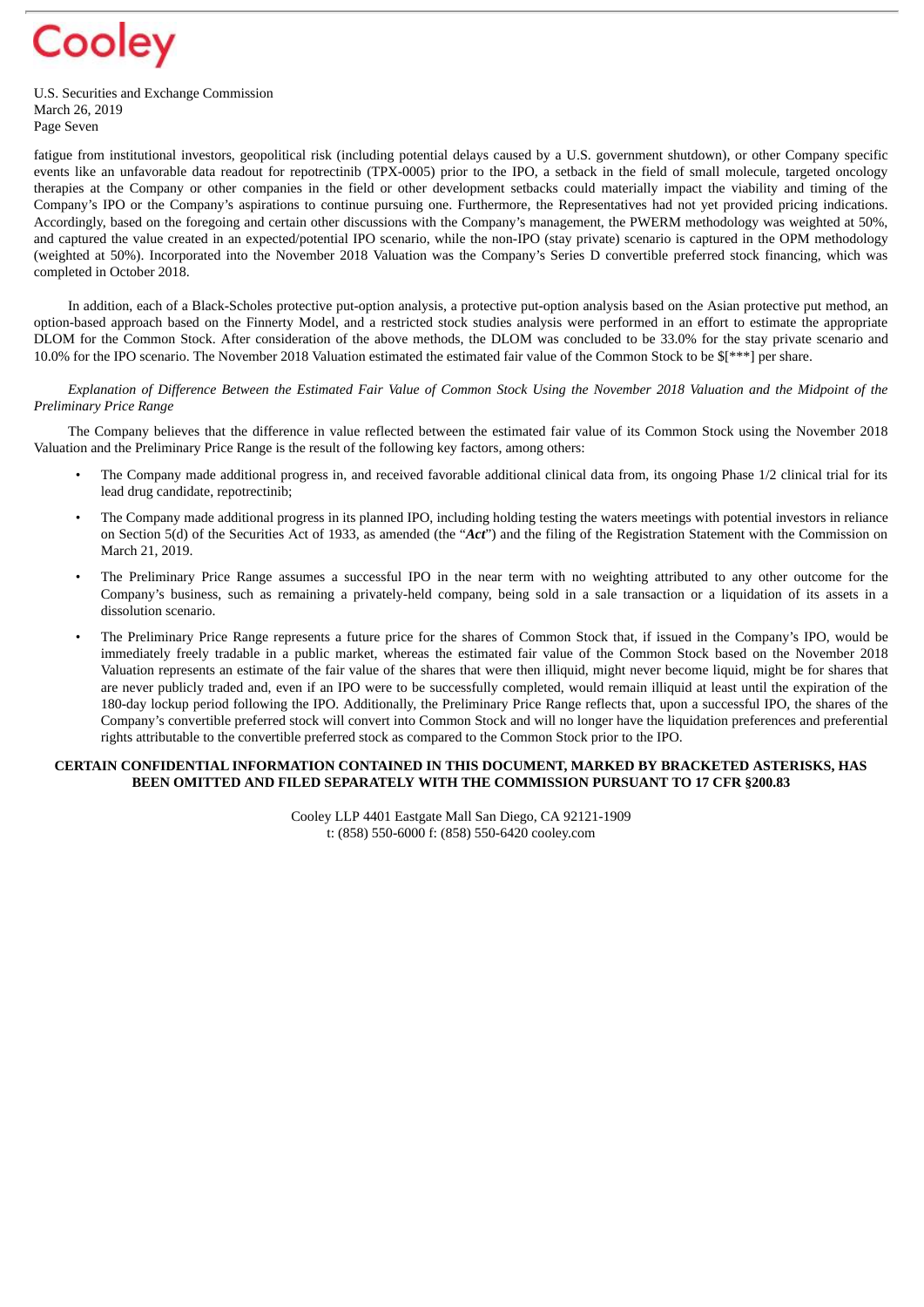fatigue from institutional investors, geopolitical risk (including potential delays caused by a U.S. government shutdown), or other Company specific events like an unfavorable data readout for repotrectinib (TPX-0005) prior to the IPO, a setback in the field of small molecule, targeted oncology therapies at the Company or other companies in the field or other development setbacks could materially impact the viability and timing of the Company's IPO or the Company's aspirations to continue pursuing one. Furthermore, the Representatives had not yet provided pricing indications. Accordingly, based on the foregoing and certain other discussions with the Company's management, the PWERM methodology was weighted at 50%, and captured the value created in an expected/potential IPO scenario, while the non-IPO (stay private) scenario is captured in the OPM methodology (weighted at 50%). Incorporated into the November 2018 Valuation was the Company's Series D convertible preferred stock financing, which was completed in October 2018.

In addition, each of a Black-Scholes protective put-option analysis, a protective put-option analysis based on the Asian protective put method, an option-based approach based on the Finnerty Model, and a restricted stock studies analysis were performed in an effort to estimate the appropriate DLOM for the Common Stock. After consideration of the above methods, the DLOM was concluded to be 33.0% for the stay private scenario and 10.0% for the IPO scenario. The November 2018 Valuation estimated the estimated fair value of the Common Stock to be $[***] per share.

*Explanation of Difference Between the Estimated Fair Value of Common Stock Using the November 2018 Valuation and the Midpoint of the Preliminary Price Range*

The Company believes that the difference in value reflected between the estimated fair value of its Common Stock using the November 2018 Valuation and the Preliminary Price Range is the result of the following key factors, among others:

- The Company made additional progress in, and received favorable additional clinical data from, its ongoing Phase 1/2 clinical trial for its lead drug candidate, repotrectinib;
- The Company made additional progress in its planned IPO, including holding testing the waters meetings with potential investors in reliance on Section 5(d) of the Securities Act of 1933, as amended (the "***Act***") and the filing of the Registration Statement with the Commission on March 21, 2019.
- The Preliminary Price Range assumes a successful IPO in the near term with no weighting attributed to any other outcome for the Company's business, such as remaining a privately-held company, being sold in a sale transaction or a liquidation of its assets in a dissolution scenario.
- The Preliminary Price Range represents a future price for the shares of Common Stock that, if issued in the Company's IPO, would be immediately freely tradable in a public market, whereas the estimated fair value of the Common Stock based on the November 2018 Valuation represents an estimate of the fair value of the shares that were then illiquid, might never become liquid, might be for shares that are never publicly traded and, even if an IPO were to be successfully completed, would remain illiquid at least until the expiration of the 180-day lockup period following the IPO. Additionally, the Preliminary Price Range reflects that, upon a successful IPO, the shares of the Company's convertible preferred stock will convert into Common Stock and will no longer have the liquidation preferences and preferential rights attributable to the convertible preferred stock as compared to the Common Stock prior to the IPO.

**CERTAIN CONFIDENTIAL INFORMATION CONTAINED IN THIS DOCUMENT, MARKED BY BRACKETED ASTERISKS, HAS BEEN OMITTED AND FILED SEPARATELY WITH THE COMMISSION PURSUANT TO 17 CFR §200.83**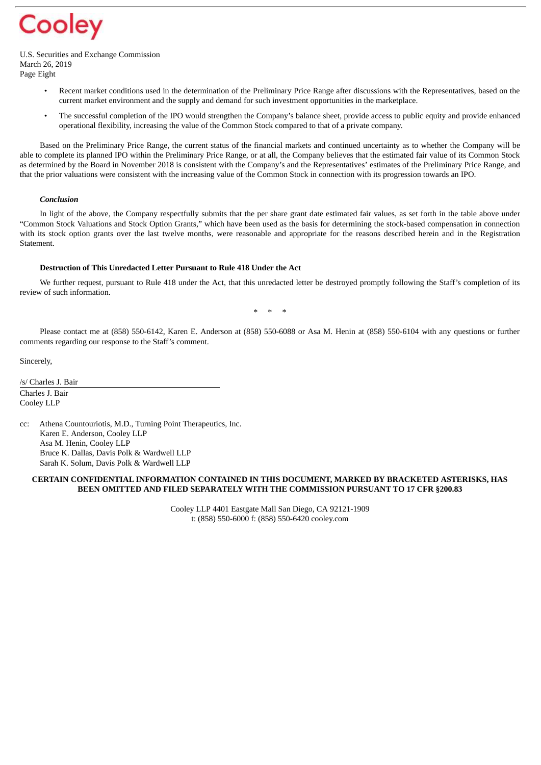- Recent market conditions used in the determination of the Preliminary Price Range after discussions with the Representatives, based on the current market environment and the supply and demand for such investment opportunities in the marketplace.
- The successful completion of the IPO would strengthen the Company's balance sheet, provide access to public equity and provide enhanced operational flexibility, increasing the value of the Common Stock compared to that of a private company.

Based on the Preliminary Price Range, the current status of the financial markets and continued uncertainty as to whether the Company will be able to complete its planned IPO within the Preliminary Price Range, or at all, the Company believes that the estimated fair value of its Common Stock as determined by the Board in November 2018 is consistent with the Company's and the Representatives' estimates of the Preliminary Price Range, and that the prior valuations were consistent with the increasing value of the Common Stock in connection with its progression towards an IPO.

***Conclusion***

In light of the above, the Company respectfully submits that the per share grant date estimated fair values, as set forth in the table above under "Common Stock Valuations and Stock Option Grants," which have been used as the basis for determining the stock-based compensation in connection with its stock option grants over the last twelve months, were reasonable and appropriate for the reasons described herein and in the Registration Statement.

**Destruction of This Unredacted Letter Pursuant to Rule 418 Under the Act**

We further request, pursuant to Rule 418 under the Act, that this unredacted letter be destroyed promptly following the Staff's completion of its review of such information.

\* \* \*

Please contact me at (858) 550-6142, Karen E. Anderson at (858) 550-6088 or Asa M. Henin at (858) 550-6104 with any questions or further comments regarding our response to the Staff's comment.

Sincerely,

/s/ Charles J. Bair

Charles J. Bair
Cooley LLP

cc: Athena Countouriotis, M.D., Turning Point Therapeutics, Inc.
Karen E. Anderson, Cooley LLP
Asa M. Henin, Cooley LLP
Bruce K. Dallas, Davis Polk & Wardwell LLP
Sarah K. Solum, Davis Polk & Wardwell LLP

**CERTAIN CONFIDENTIAL INFORMATION CONTAINED IN THIS DOCUMENT, MARKED BY BRACKETED ASTERISKS, HAS BEEN OMITTED AND FILED SEPARATELY WITH THE COMMISSION PURSUANT TO 17 CFR §200.83**